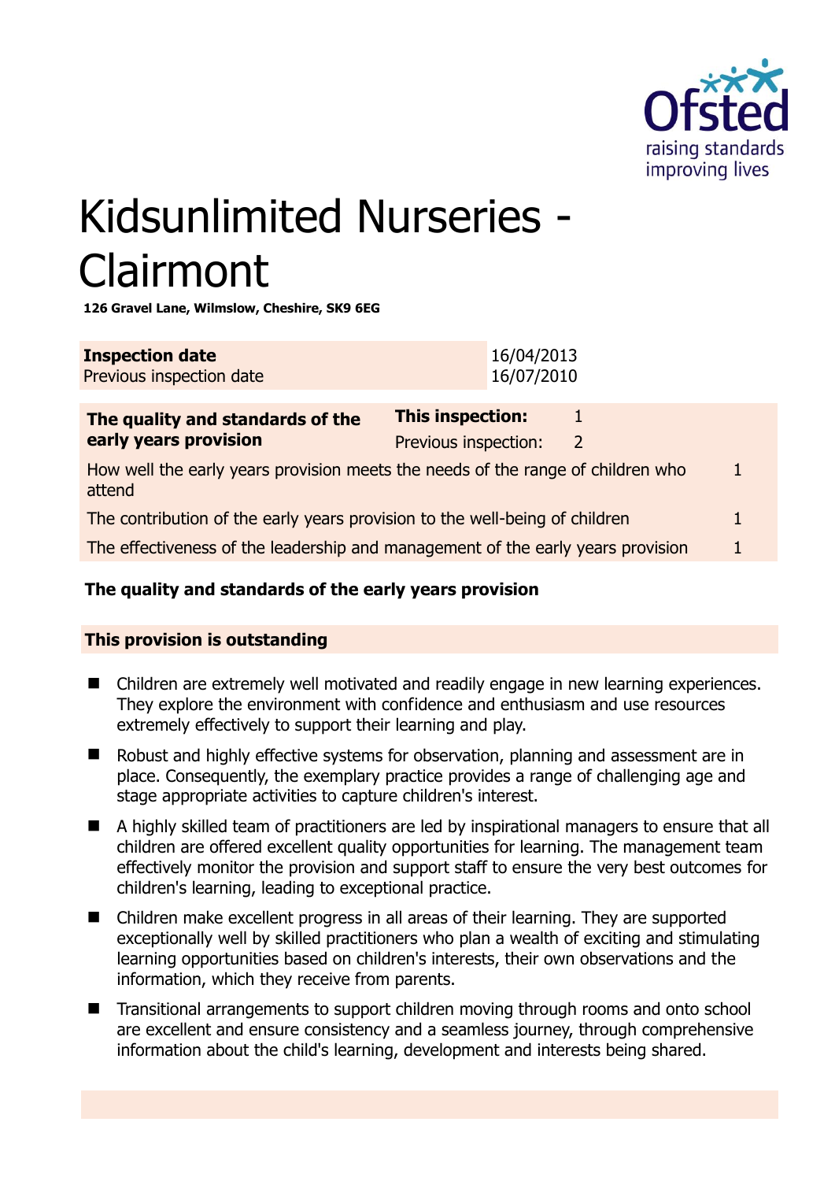# Kidsunlimited Nurseries - Clairmont

**126 Gravel Lane, Wilmslow, Cheshire, SK9 6EG**

| **Inspection date** | 16/04/2013 |
|---|---|
| Previous inspection date | 16/07/2010 |

| **The quality and standards of the early years provision** | **This inspection:** | 1 |
|---|---|---|
| | Previous inspection: | 2 |
| How well the early years provision meets the needs of the range of children who attend | | 1 |
| The contribution of the early years provision to the well-being of children | | 1 |
| The effectiveness of the leadership and management of the early years provision | | 1 |

## The quality and standards of the early years provision

**This provision is outstanding**

- Children are extremely well motivated and readily engage in new learning experiences. They explore the environment with confidence and enthusiasm and use resources extremely effectively to support their learning and play.
- Robust and highly effective systems for observation, planning and assessment are in place. Consequently, the exemplary practice provides a range of challenging age and stage appropriate activities to capture children's interest.
- A highly skilled team of practitioners are led by inspirational managers to ensure that all children are offered excellent quality opportunities for learning. The management team effectively monitor the provision and support staff to ensure the very best outcomes for children's learning, leading to exceptional practice.
- Children make excellent progress in all areas of their learning. They are supported exceptionally well by skilled practitioners who plan a wealth of exciting and stimulating learning opportunities based on children's interests, their own observations and the information, which they receive from parents.
- Transitional arrangements to support children moving through rooms and onto school are excellent and ensure consistency and a seamless journey, through comprehensive information about the child's learning, development and interests being shared.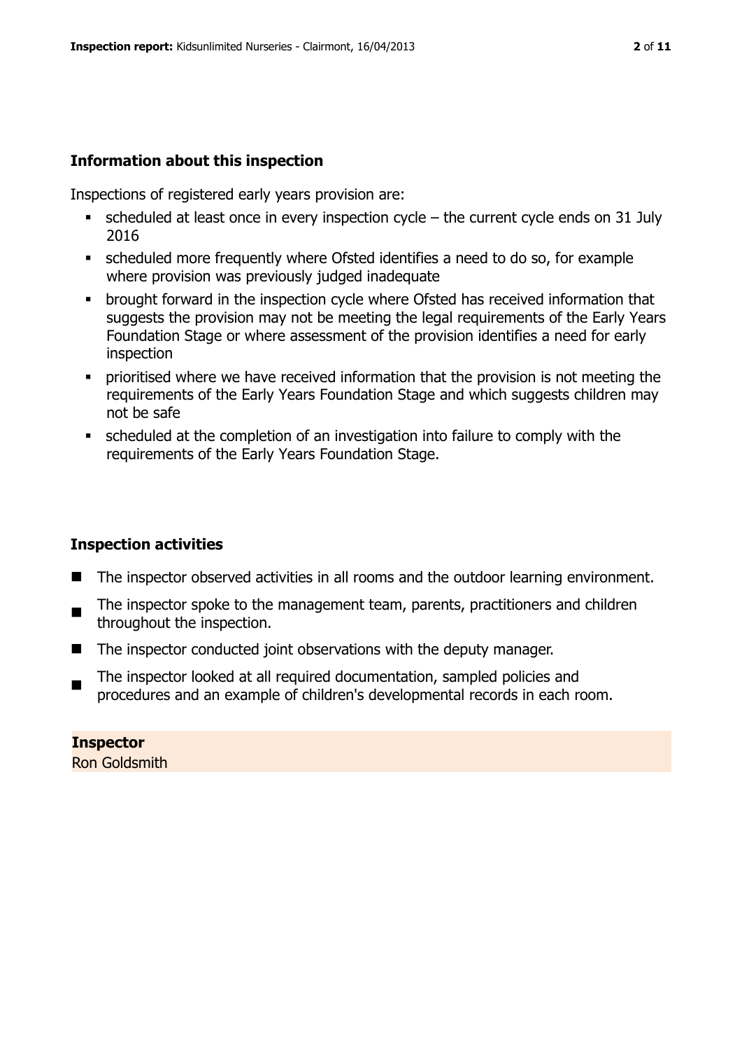## Information about this inspection

Inspections of registered early years provision are:

- scheduled at least once in every inspection cycle – the current cycle ends on 31 July 2016
- scheduled more frequently where Ofsted identifies a need to do so, for example where provision was previously judged inadequate
- brought forward in the inspection cycle where Ofsted has received information that suggests the provision may not be meeting the legal requirements of the Early Years Foundation Stage or where assessment of the provision identifies a need for early inspection
- prioritised where we have received information that the provision is not meeting the requirements of the Early Years Foundation Stage and which suggests children may not be safe
- scheduled at the completion of an investigation into failure to comply with the requirements of the Early Years Foundation Stage.

## Inspection activities

- The inspector observed activities in all rooms and the outdoor learning environment.
- The inspector spoke to the management team, parents, practitioners and children throughout the inspection.
- The inspector conducted joint observations with the deputy manager.
- The inspector looked at all required documentation, sampled policies and procedures and an example of children's developmental records in each room.

**Inspector**
Ron Goldsmith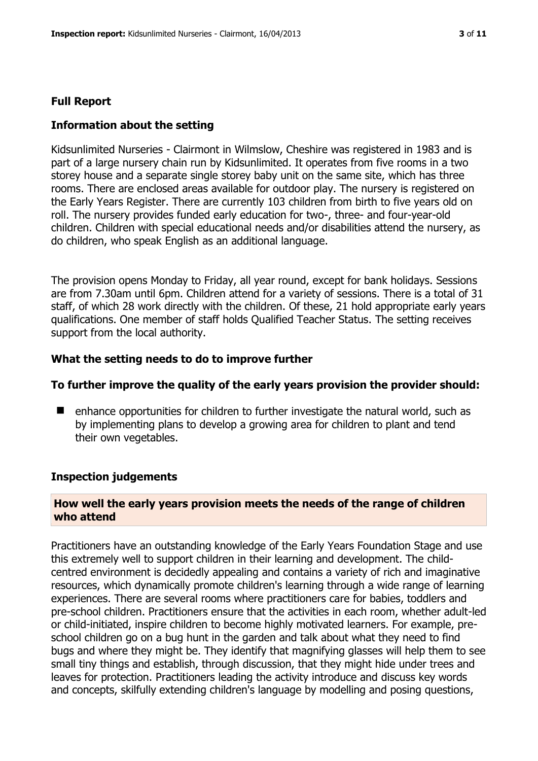## Full Report

### Information about the setting

Kidsunlimited Nurseries - Clairmont in Wilmslow, Cheshire was registered in 1983 and is part of a large nursery chain run by Kidsunlimited. It operates from five rooms in a two storey house and a separate single storey baby unit on the same site, which has three rooms. There are enclosed areas available for outdoor play. The nursery is registered on the Early Years Register. There are currently 103 children from birth to five years old on roll. The nursery provides funded early education for two-, three- and four-year-old children. Children with special educational needs and/or disabilities attend the nursery, as do children, who speak English as an additional language.

The provision opens Monday to Friday, all year round, except for bank holidays. Sessions are from 7.30am until 6pm. Children attend for a variety of sessions. There is a total of 31 staff, of which 28 work directly with the children. Of these, 21 hold appropriate early years qualifications. One member of staff holds Qualified Teacher Status. The setting receives support from the local authority.

### What the setting needs to do to improve further

### To further improve the quality of the early years provision the provider should:

- enhance opportunities for children to further investigate the natural world, such as by implementing plans to develop a growing area for children to plant and tend their own vegetables.

### Inspection judgements

#### How well the early years provision meets the needs of the range of children who attend

Practitioners have an outstanding knowledge of the Early Years Foundation Stage and use this extremely well to support children in their learning and development. The child-centred environment is decidedly appealing and contains a variety of rich and imaginative resources, which dynamically promote children's learning through a wide range of learning experiences. There are several rooms where practitioners care for babies, toddlers and pre-school children. Practitioners ensure that the activities in each room, whether adult-led or child-initiated, inspire children to become highly motivated learners. For example, pre-school children go on a bug hunt in the garden and talk about what they need to find bugs and where they might be. They identify that magnifying glasses will help them to see small tiny things and establish, through discussion, that they might hide under trees and leaves for protection. Practitioners leading the activity introduce and discuss key words and concepts, skilfully extending children's language by modelling and posing questions,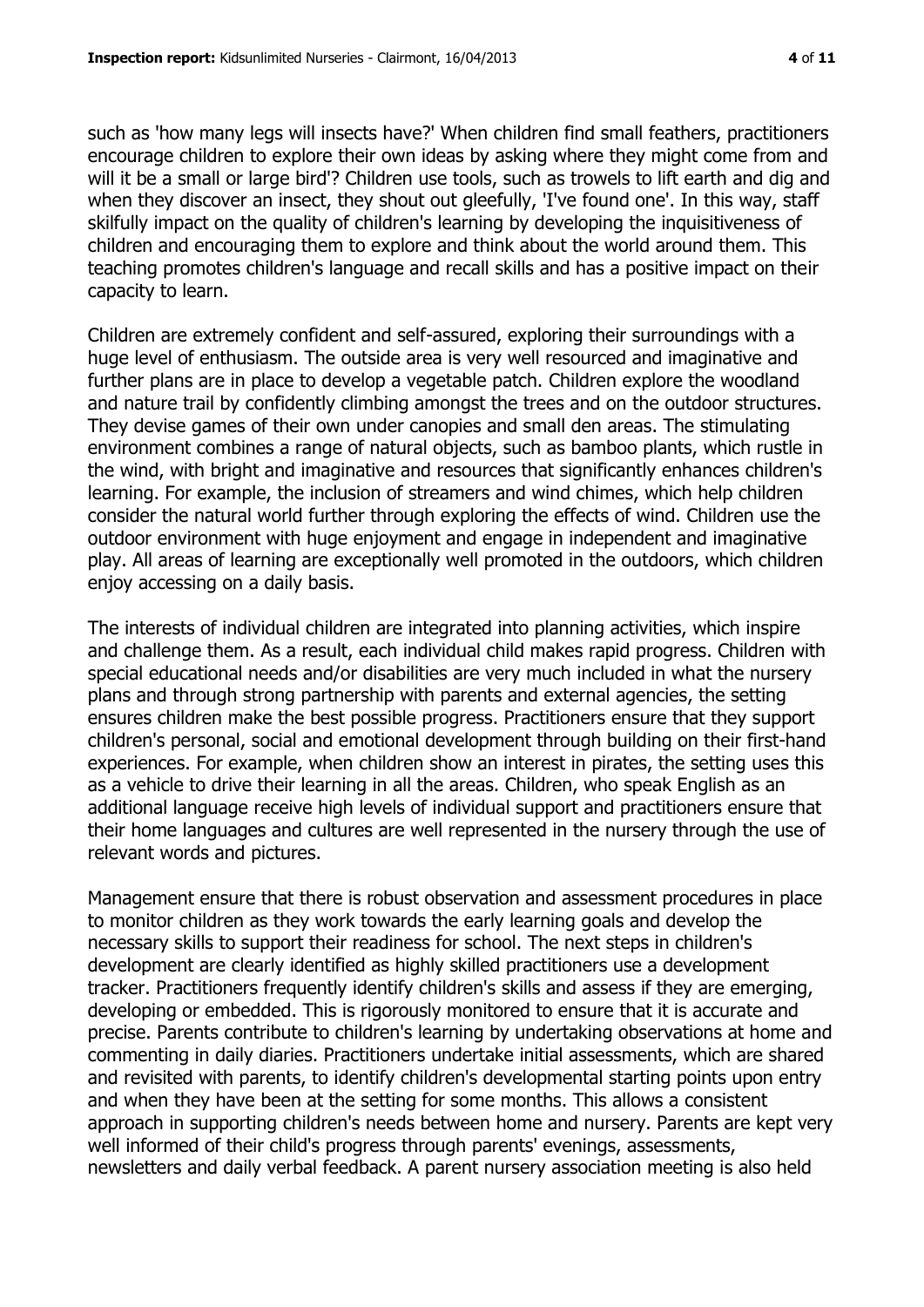such as 'how many legs will insects have?' When children find small feathers, practitioners encourage children to explore their own ideas by asking where they might come from and will it be a small or large bird'? Children use tools, such as trowels to lift earth and dig and when they discover an insect, they shout out gleefully, 'I've found one'. In this way, staff skilfully impact on the quality of children's learning by developing the inquisitiveness of children and encouraging them to explore and think about the world around them. This teaching promotes children's language and recall skills and has a positive impact on their capacity to learn.

Children are extremely confident and self-assured, exploring their surroundings with a huge level of enthusiasm. The outside area is very well resourced and imaginative and further plans are in place to develop a vegetable patch. Children explore the woodland and nature trail by confidently climbing amongst the trees and on the outdoor structures. They devise games of their own under canopies and small den areas. The stimulating environment combines a range of natural objects, such as bamboo plants, which rustle in the wind, with bright and imaginative and resources that significantly enhances children's learning. For example, the inclusion of streamers and wind chimes, which help children consider the natural world further through exploring the effects of wind. Children use the outdoor environment with huge enjoyment and engage in independent and imaginative play. All areas of learning are exceptionally well promoted in the outdoors, which children enjoy accessing on a daily basis.

The interests of individual children are integrated into planning activities, which inspire and challenge them. As a result, each individual child makes rapid progress. Children with special educational needs and/or disabilities are very much included in what the nursery plans and through strong partnership with parents and external agencies, the setting ensures children make the best possible progress. Practitioners ensure that they support children's personal, social and emotional development through building on their first-hand experiences. For example, when children show an interest in pirates, the setting uses this as a vehicle to drive their learning in all the areas. Children, who speak English as an additional language receive high levels of individual support and practitioners ensure that their home languages and cultures are well represented in the nursery through the use of relevant words and pictures.

Management ensure that there is robust observation and assessment procedures in place to monitor children as they work towards the early learning goals and develop the necessary skills to support their readiness for school. The next steps in children's development are clearly identified as highly skilled practitioners use a development tracker. Practitioners frequently identify children's skills and assess if they are emerging, developing or embedded. This is rigorously monitored to ensure that it is accurate and precise. Parents contribute to children's learning by undertaking observations at home and commenting in daily diaries. Practitioners undertake initial assessments, which are shared and revisited with parents, to identify children's developmental starting points upon entry and when they have been at the setting for some months. This allows a consistent approach in supporting children's needs between home and nursery. Parents are kept very well informed of their child's progress through parents' evenings, assessments, newsletters and daily verbal feedback. A parent nursery association meeting is also held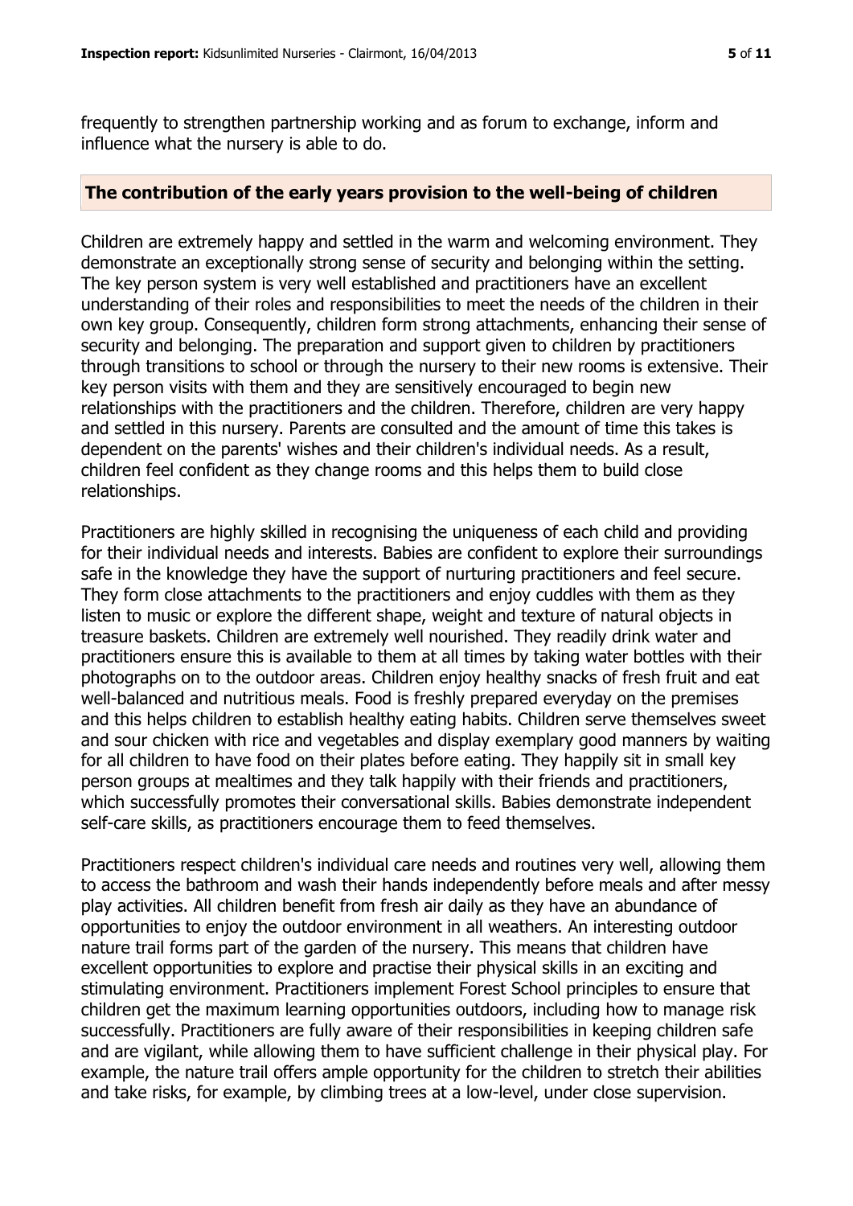frequently to strengthen partnership working and as forum to exchange, inform and influence what the nursery is able to do.

## The contribution of the early years provision to the well-being of children

Children are extremely happy and settled in the warm and welcoming environment. They demonstrate an exceptionally strong sense of security and belonging within the setting. The key person system is very well established and practitioners have an excellent understanding of their roles and responsibilities to meet the needs of the children in their own key group. Consequently, children form strong attachments, enhancing their sense of security and belonging. The preparation and support given to children by practitioners through transitions to school or through the nursery to their new rooms is extensive. Their key person visits with them and they are sensitively encouraged to begin new relationships with the practitioners and the children. Therefore, children are very happy and settled in this nursery. Parents are consulted and the amount of time this takes is dependent on the parents' wishes and their children's individual needs. As a result, children feel confident as they change rooms and this helps them to build close relationships.

Practitioners are highly skilled in recognising the uniqueness of each child and providing for their individual needs and interests. Babies are confident to explore their surroundings safe in the knowledge they have the support of nurturing practitioners and feel secure. They form close attachments to the practitioners and enjoy cuddles with them as they listen to music or explore the different shape, weight and texture of natural objects in treasure baskets. Children are extremely well nourished. They readily drink water and practitioners ensure this is available to them at all times by taking water bottles with their photographs on to the outdoor areas. Children enjoy healthy snacks of fresh fruit and eat well-balanced and nutritious meals. Food is freshly prepared everyday on the premises and this helps children to establish healthy eating habits. Children serve themselves sweet and sour chicken with rice and vegetables and display exemplary good manners by waiting for all children to have food on their plates before eating. They happily sit in small key person groups at mealtimes and they talk happily with their friends and practitioners, which successfully promotes their conversational skills. Babies demonstrate independent self-care skills, as practitioners encourage them to feed themselves.

Practitioners respect children's individual care needs and routines very well, allowing them to access the bathroom and wash their hands independently before meals and after messy play activities. All children benefit from fresh air daily as they have an abundance of opportunities to enjoy the outdoor environment in all weathers. An interesting outdoor nature trail forms part of the garden of the nursery. This means that children have excellent opportunities to explore and practise their physical skills in an exciting and stimulating environment. Practitioners implement Forest School principles to ensure that children get the maximum learning opportunities outdoors, including how to manage risk successfully. Practitioners are fully aware of their responsibilities in keeping children safe and are vigilant, while allowing them to have sufficient challenge in their physical play. For example, the nature trail offers ample opportunity for the children to stretch their abilities and take risks, for example, by climbing trees at a low-level, under close supervision.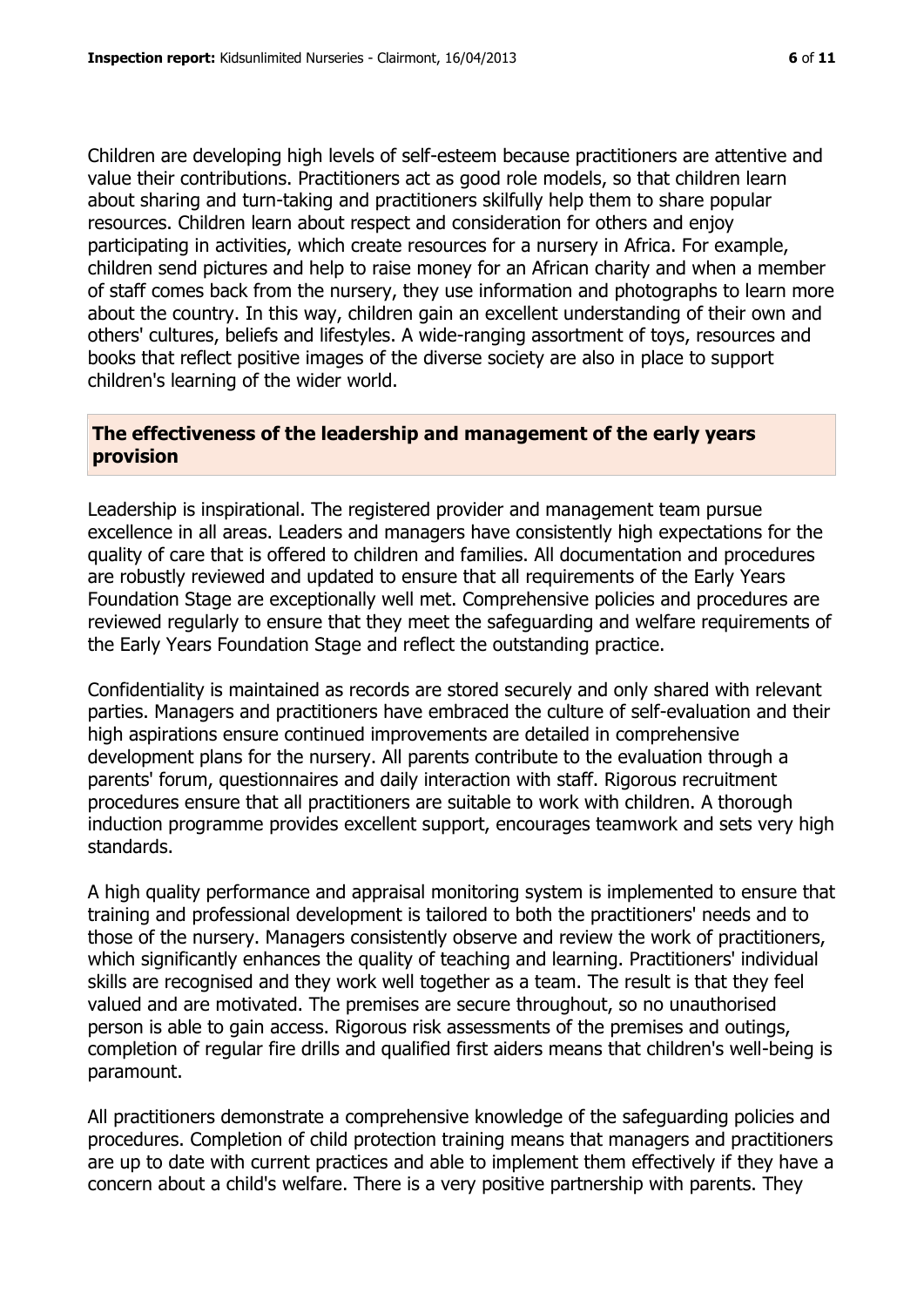Children are developing high levels of self-esteem because practitioners are attentive and value their contributions. Practitioners act as good role models, so that children learn about sharing and turn-taking and practitioners skilfully help them to share popular resources. Children learn about respect and consideration for others and enjoy participating in activities, which create resources for a nursery in Africa. For example, children send pictures and help to raise money for an African charity and when a member of staff comes back from the nursery, they use information and photographs to learn more about the country. In this way, children gain an excellent understanding of their own and others' cultures, beliefs and lifestyles. A wide-ranging assortment of toys, resources and books that reflect positive images of the diverse society are also in place to support children's learning of the wider world.

## The effectiveness of the leadership and management of the early years provision

Leadership is inspirational. The registered provider and management team pursue excellence in all areas. Leaders and managers have consistently high expectations for the quality of care that is offered to children and families. All documentation and procedures are robustly reviewed and updated to ensure that all requirements of the Early Years Foundation Stage are exceptionally well met. Comprehensive policies and procedures are reviewed regularly to ensure that they meet the safeguarding and welfare requirements of the Early Years Foundation Stage and reflect the outstanding practice.

Confidentiality is maintained as records are stored securely and only shared with relevant parties. Managers and practitioners have embraced the culture of self-evaluation and their high aspirations ensure continued improvements are detailed in comprehensive development plans for the nursery. All parents contribute to the evaluation through a parents' forum, questionnaires and daily interaction with staff. Rigorous recruitment procedures ensure that all practitioners are suitable to work with children. A thorough induction programme provides excellent support, encourages teamwork and sets very high standards.

A high quality performance and appraisal monitoring system is implemented to ensure that training and professional development is tailored to both the practitioners' needs and to those of the nursery. Managers consistently observe and review the work of practitioners, which significantly enhances the quality of teaching and learning. Practitioners' individual skills are recognised and they work well together as a team. The result is that they feel valued and are motivated. The premises are secure throughout, so no unauthorised person is able to gain access. Rigorous risk assessments of the premises and outings, completion of regular fire drills and qualified first aiders means that children's well-being is paramount.

All practitioners demonstrate a comprehensive knowledge of the safeguarding policies and procedures. Completion of child protection training means that managers and practitioners are up to date with current practices and able to implement them effectively if they have a concern about a child's welfare. There is a very positive partnership with parents. They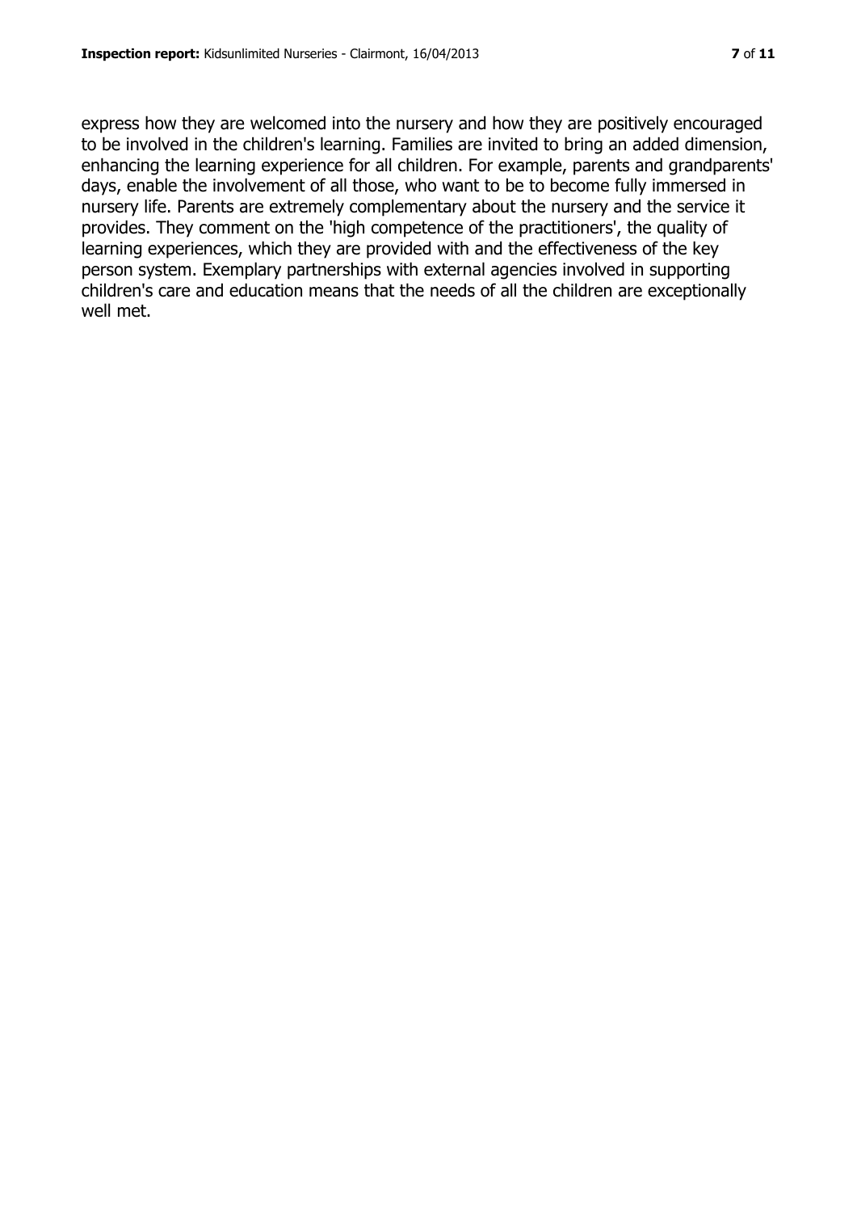express how they are welcomed into the nursery and how they are positively encouraged to be involved in the children's learning. Families are invited to bring an added dimension, enhancing the learning experience for all children. For example, parents and grandparents' days, enable the involvement of all those, who want to be to become fully immersed in nursery life. Parents are extremely complementary about the nursery and the service it provides. They comment on the 'high competence of the practitioners', the quality of learning experiences, which they are provided with and the effectiveness of the key person system. Exemplary partnerships with external agencies involved in supporting children's care and education means that the needs of all the children are exceptionally well met.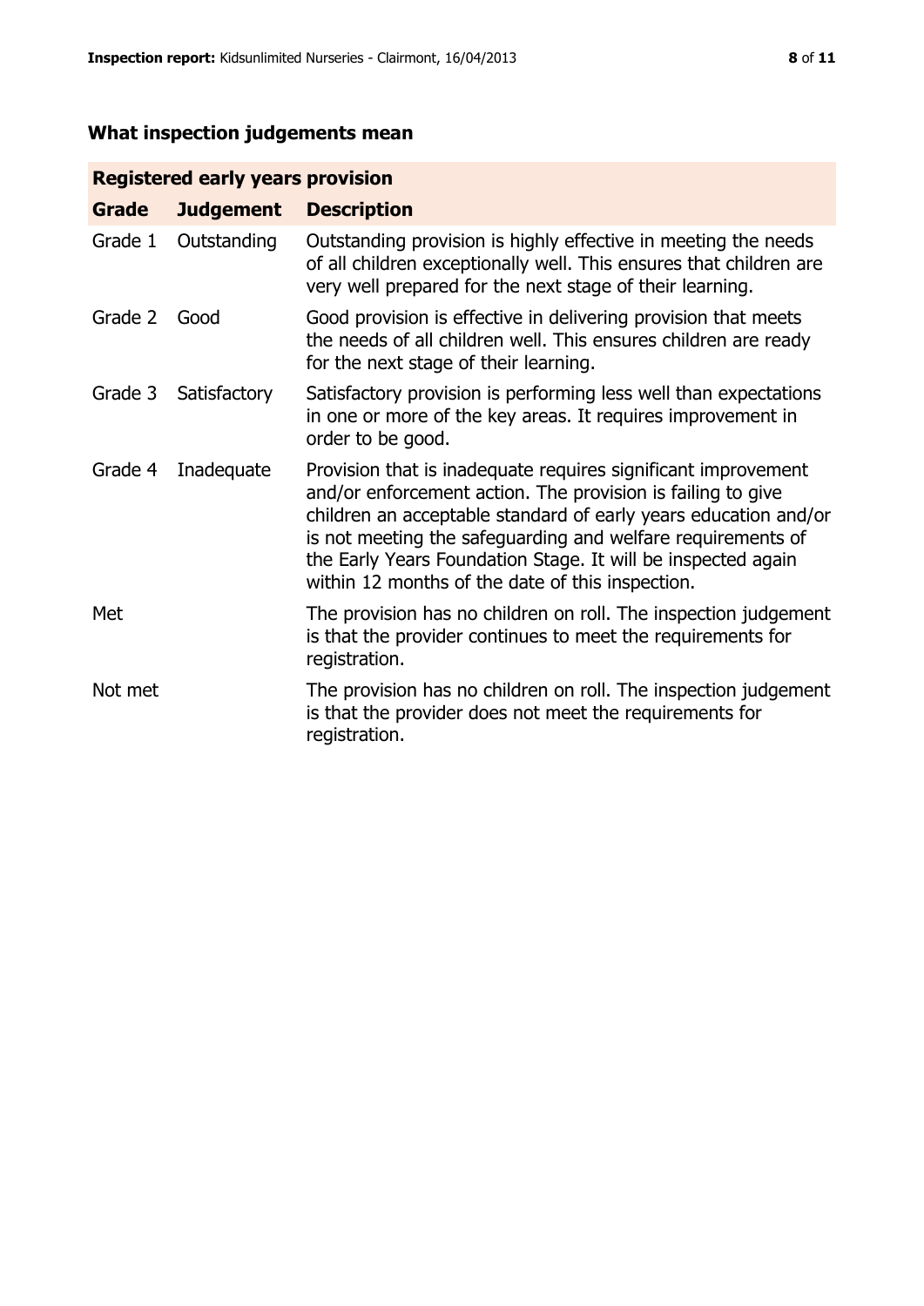## What inspection judgements mean

| Registered early years provision | | |
|---|---|---|
| **Grade** | **Judgement** | **Description** |
| Grade 1 | Outstanding | Outstanding provision is highly effective in meeting the needs of all children exceptionally well. This ensures that children are very well prepared for the next stage of their learning. |
| Grade 2 | Good | Good provision is effective in delivering provision that meets the needs of all children well. This ensures children are ready for the next stage of their learning. |
| Grade 3 | Satisfactory | Satisfactory provision is performing less well than expectations in one or more of the key areas. It requires improvement in order to be good. |
| Grade 4 | Inadequate | Provision that is inadequate requires significant improvement and/or enforcement action. The provision is failing to give children an acceptable standard of early years education and/or is not meeting the safeguarding and welfare requirements of the Early Years Foundation Stage. It will be inspected again within 12 months of the date of this inspection. |
| Met | | The provision has no children on roll. The inspection judgement is that the provider continues to meet the requirements for registration. |
| Not met | | The provision has no children on roll. The inspection judgement is that the provider does not meet the requirements for registration. |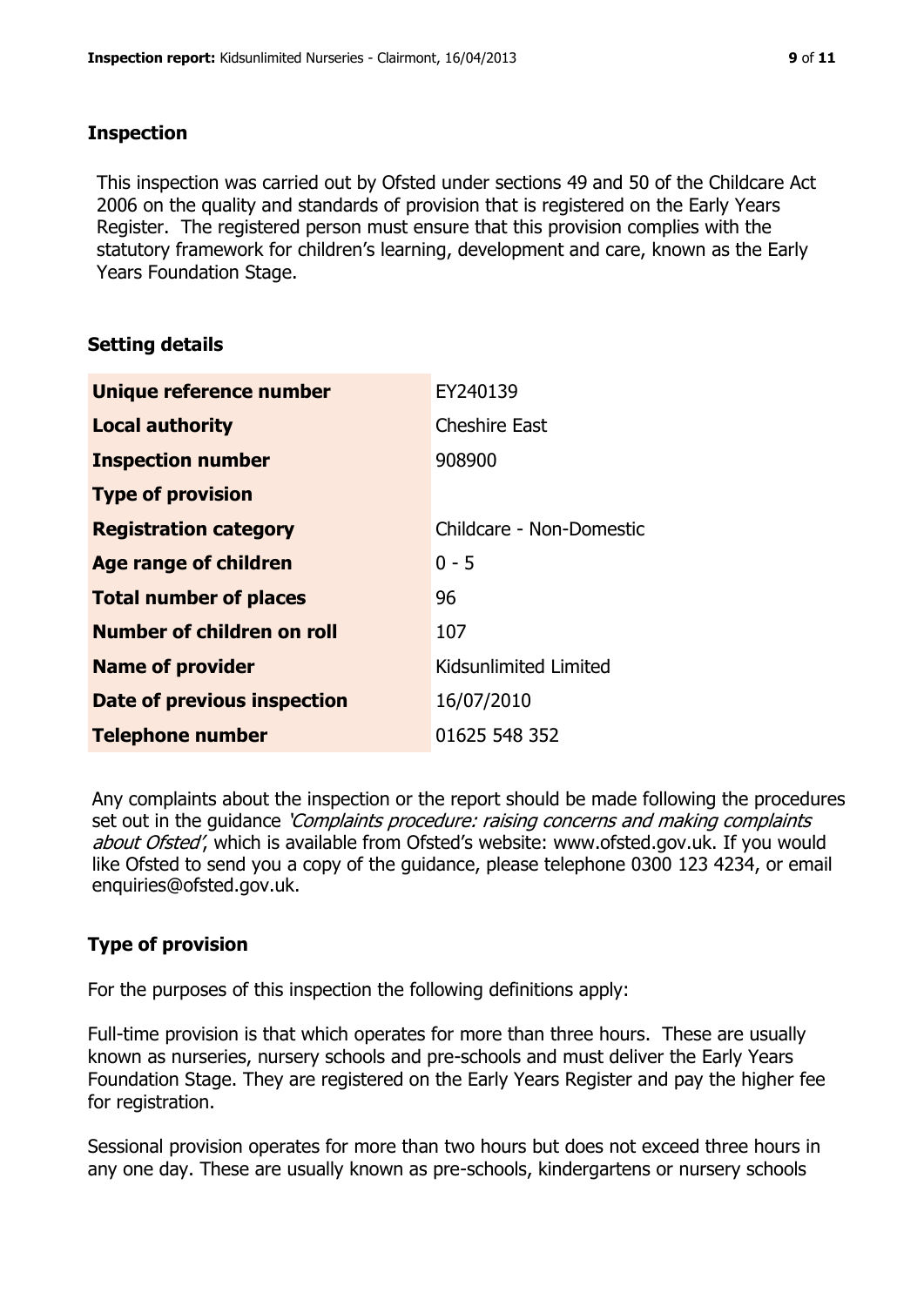## Inspection

This inspection was carried out by Ofsted under sections 49 and 50 of the Childcare Act 2006 on the quality and standards of provision that is registered on the Early Years Register. The registered person must ensure that this provision complies with the statutory framework for children's learning, development and care, known as the Early Years Foundation Stage.

## Setting details

| | |
|---|---|
| **Unique reference number** | EY240139 |
| **Local authority** | Cheshire East |
| **Inspection number** | 908900 |
| **Type of provision** | |
| **Registration category** | Childcare - Non-Domestic |
| **Age range of children** | 0 - 5 |
| **Total number of places** | 96 |
| **Number of children on roll** | 107 |
| **Name of provider** | Kidsunlimited Limited |
| **Date of previous inspection** | 16/07/2010 |
| **Telephone number** | 01625 548 352 |

Any complaints about the inspection or the report should be made following the procedures set out in the guidance *'Complaints procedure: raising concerns and making complaints about Ofsted'*, which is available from Ofsted's website: www.ofsted.gov.uk. If you would like Ofsted to send you a copy of the guidance, please telephone 0300 123 4234, or email enquiries@ofsted.gov.uk.

## Type of provision

For the purposes of this inspection the following definitions apply:

Full-time provision is that which operates for more than three hours. These are usually known as nurseries, nursery schools and pre-schools and must deliver the Early Years Foundation Stage. They are registered on the Early Years Register and pay the higher fee for registration.

Sessional provision operates for more than two hours but does not exceed three hours in any one day. These are usually known as pre-schools, kindergartens or nursery schools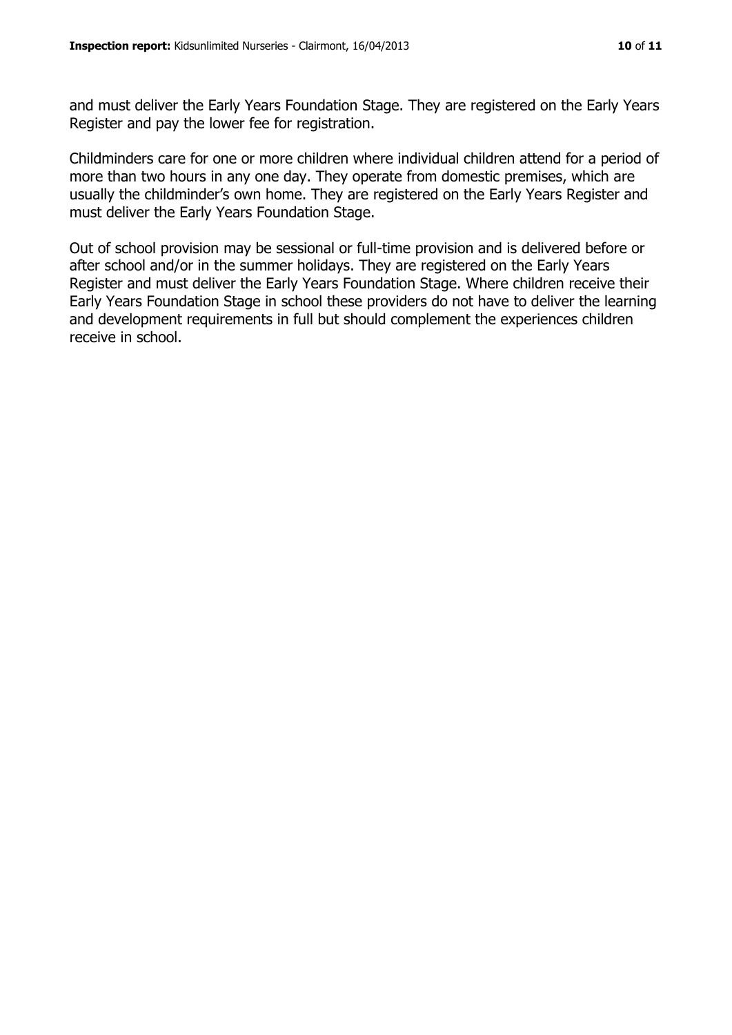and must deliver the Early Years Foundation Stage. They are registered on the Early Years Register and pay the lower fee for registration.

Childminders care for one or more children where individual children attend for a period of more than two hours in any one day. They operate from domestic premises, which are usually the childminder's own home. They are registered on the Early Years Register and must deliver the Early Years Foundation Stage.

Out of school provision may be sessional or full-time provision and is delivered before or after school and/or in the summer holidays. They are registered on the Early Years Register and must deliver the Early Years Foundation Stage. Where children receive their Early Years Foundation Stage in school these providers do not have to deliver the learning and development requirements in full but should complement the experiences children receive in school.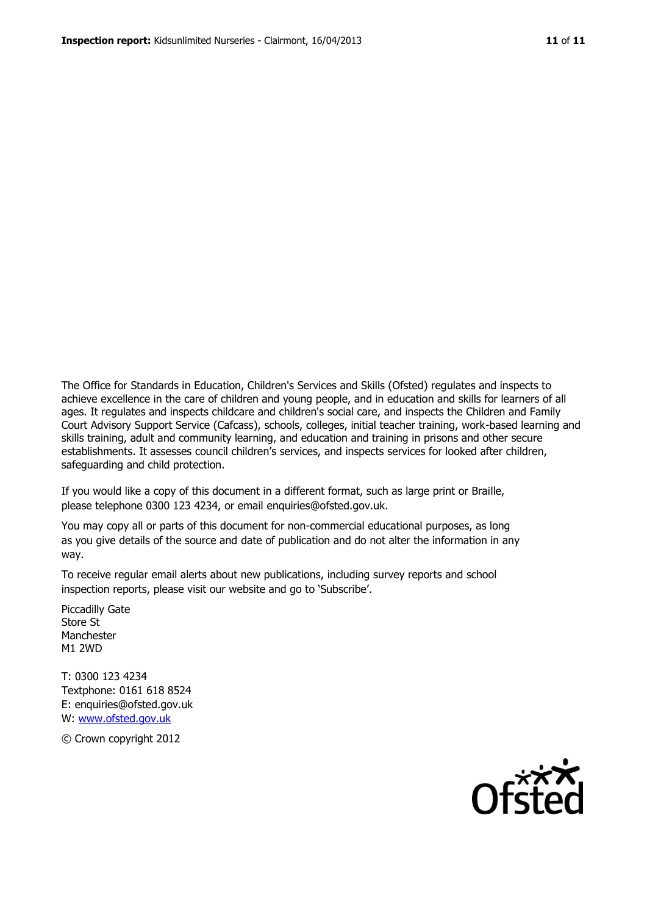The Office for Standards in Education, Children's Services and Skills (Ofsted) regulates and inspects to achieve excellence in the care of children and young people, and in education and skills for learners of all ages. It regulates and inspects childcare and children's social care, and inspects the Children and Family Court Advisory Support Service (Cafcass), schools, colleges, initial teacher training, work-based learning and skills training, adult and community learning, and education and training in prisons and other secure establishments. It assesses council children's services, and inspects services for looked after children, safeguarding and child protection.

If you would like a copy of this document in a different format, such as large print or Braille, please telephone 0300 123 4234, or email enquiries@ofsted.gov.uk.

You may copy all or parts of this document for non-commercial educational purposes, as long as you give details of the source and date of publication and do not alter the information in any way.

To receive regular email alerts about new publications, including survey reports and school inspection reports, please visit our website and go to 'Subscribe'.

Piccadilly Gate
Store St
Manchester
M1 2WD

T: 0300 123 4234
Textphone: 0161 618 8524
E: enquiries@ofsted.gov.uk
W: www.ofsted.gov.uk

© Crown copyright 2012

Ofsted